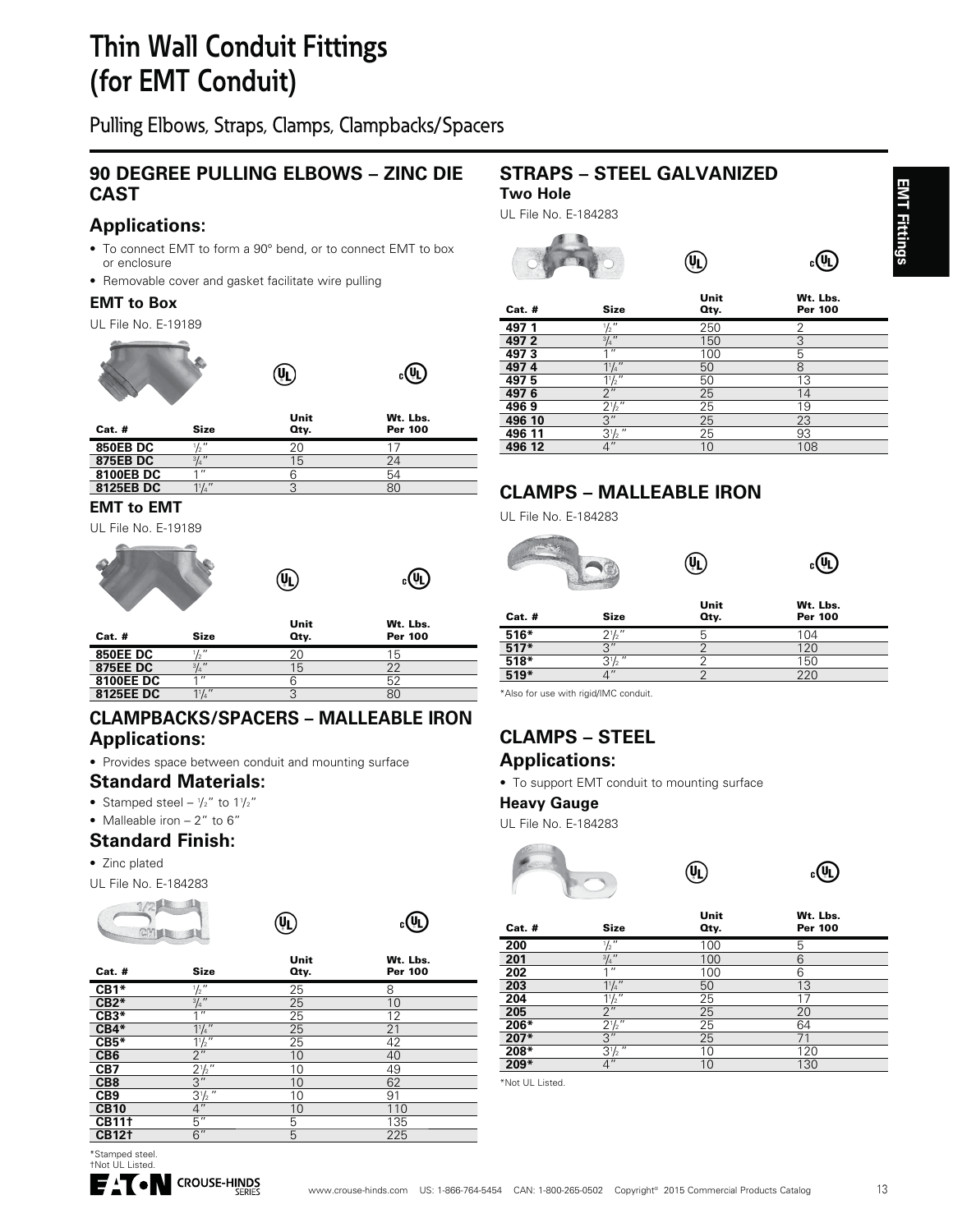# Thin Wall Conduit Fittings (for EMT Conduit)

Pulling Elbows, Straps, Clamps, Clampbacks/Spacers

## 90 DEGREE PULLING ELBOWS – ZINC DIE CAST

### Applications:

- To connect EMT to form a 90° bend, or to connect EMT to box or enclosure
- Removable cover and gasket facilitate wire pulling

#### EMT to Box

UL File No. E-19189

| Cat. # | Size | Unit Qty. | Wt. Lbs. Per 100 |
|---|---|---|---|
| **850EB DC** | 1/2" | 20 | 17 |
| **875EB DC** | 3/4" | 15 | 24 |
| **8100EB DC** | 1" | 6 | 54 |
| **8125EB DC** | 1 1/4" | 3 | 80 |

#### EMT to EMT

UL File No. E-19189

| Cat. # | Size | Unit Qty. | Wt. Lbs. Per 100 |
|---|---|---|---|
| **850EE DC** | 1/2" | 20 | 15 |
| **875EE DC** | 3/4" | 15 | 22 |
| **8100EE DC** | 1" | 6 | 52 |
| **8125EE DC** | 1 1/4" | 3 | 80 |

## CLAMPBACKS/SPACERS – MALLEABLE IRON

### Applications:

- Provides space between conduit and mounting surface

### Standard Materials:

- Stamped steel – 1/2" to 1 1/2"
- Malleable iron – 2" to 6"

### Standard Finish:

- Zinc plated

UL File No. E-184283

| Cat. # | Size | Unit Qty. | Wt. Lbs. Per 100 |
|---|---|---|---|
| **CB1*** | 1/2" | 25 | 8 |
| **CB2*** | 3/4" | 25 | 10 |
| **CB3*** | 1" | 25 | 12 |
| **CB4*** | 1 1/4" | 25 | 21 |
| **CB5*** | 1 1/2" | 25 | 42 |
| **CB6** | 2" | 10 | 40 |
| **CB7** | 2 1/2" | 10 | 49 |
| **CB8** | 3" | 10 | 62 |
| **CB9** | 3 1/2" | 10 | 91 |
| **CB10** | 4" | 10 | 110 |
| **CB11†** | 5" | 5 | 135 |
| **CB12†** | 6" | 5 | 225 |

*Stamped steel.
†Not UL Listed.

## STRAPS – STEEL GALVANIZED

#### Two Hole

UL File No. E-184283

| Cat. # | Size | Unit Qty. | Wt. Lbs. Per 100 |
|---|---|---|---|
| **497 1** | 1/2" | 250 | 2 |
| **497 2** | 3/4" | 150 | 3 |
| **497 3** | 1" | 100 | 5 |
| **497 4** | 1 1/4" | 50 | 8 |
| **497 5** | 1 1/2" | 50 | 13 |
| **497 6** | 2" | 25 | 14 |
| **496 9** | 2 1/2" | 25 | 19 |
| **496 10** | 3" | 25 | 23 |
| **496 11** | 3 1/2" | 25 | 93 |
| **496 12** | 4" | 10 | 108 |

## CLAMPS – MALLEABLE IRON

UL File No. E-184283

| Cat. # | Size | Unit Qty. | Wt. Lbs. Per 100 |
|---|---|---|---|
| **516*** | 2 1/2" | 5 | 104 |
| **517*** | 3" | 2 | 120 |
| **518*** | 3 1/2" | 2 | 150 |
| **519*** | 4" | 2 | 220 |

*Also for use with rigid/IMC conduit.

## CLAMPS – STEEL

### Applications:

- To support EMT conduit to mounting surface

#### Heavy Gauge

UL File No. E-184283

| Cat. # | Size | Unit Qty. | Wt. Lbs. Per 100 |
|---|---|---|---|
| **200** | 1/2" | 100 | 5 |
| **201** | 3/4" | 100 | 6 |
| **202** | 1" | 100 | 6 |
| **203** | 1 1/4" | 50 | 13 |
| **204** | 1 1/2" | 25 | 17 |
| **205** | 2" | 25 | 20 |
| **206*** | 2 1/2" | 25 | 64 |
| **207*** | 3" | 25 | 71 |
| **208*** | 3 1/2" | 10 | 120 |
| **209*** | 4" | 10 | 130 |

*Not UL Listed.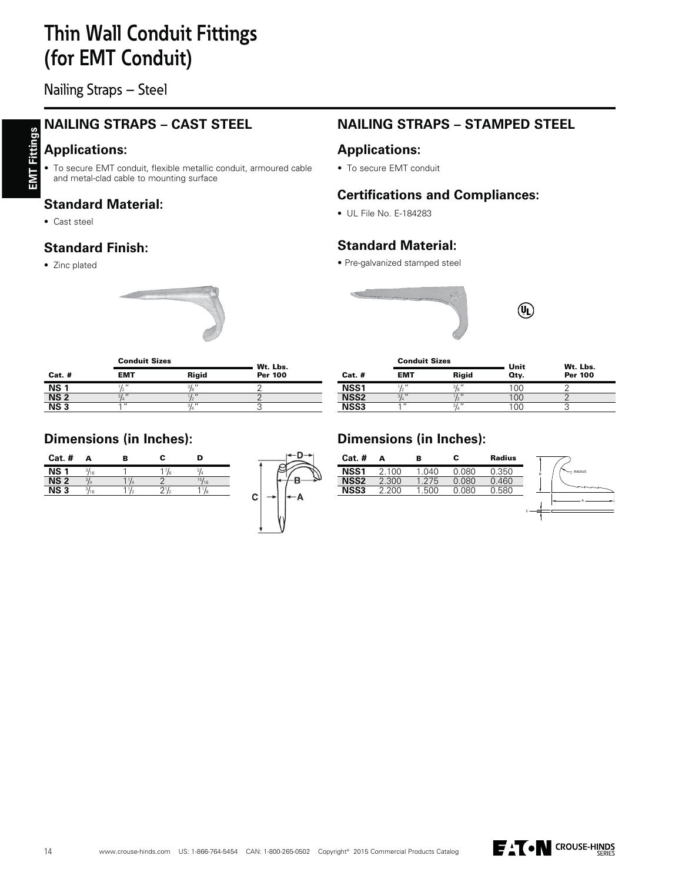# Thin Wall Conduit Fittings (for EMT Conduit)

Nailing Straps – Steel

## NAILING STRAPS – CAST STEEL

### Applications:

- To secure EMT conduit, flexible metallic conduit, armoured cable and metal-clad cable to mounting surface

### Standard Material:

- Cast steel

### Standard Finish:

- Zinc plated

| | Conduit Sizes | | |
|---|---|---|---|
| Cat. # | EMT | Rigid | Wt. Lbs. Per 100 |
| NS 1 | 1/2" | 3/8" | 2 |
| NS 2 | 3/4" | 1/2" | 2 |
| NS 3 | 1" | 3/4" | 3 |

### Dimensions (in Inches):

| Cat. # | A | B | C | D |
|---|---|---|---|---|
| NS 1 | 3/16 | 1 | 1 7/8 | 3/4 |
| NS 2 | 3/4 | 1 1/4 | 2 | 15/16 |
| NS 3 | 3/16 | 1 1/2 | 2 1/2 | 1 1/8 |

D
B
C
A

## NAILING STRAPS – STAMPED STEEL

### Applications:

- To secure EMT conduit

### Certifications and Compliances:

- UL File No. E-184283

### Standard Material:

- Pre-galvanized stamped steel

| | Conduit Sizes | | | |
|---|---|---|---|---|
| Cat. # | EMT | Rigid | Unit Qty. | Wt. Lbs. Per 100 |
| NSS1 | 1/2" | 3/8" | 100 | 2 |
| NSS2 | 3/4" | 1/2" | 100 | 2 |
| NSS3 | 1" | 3/4" | 100 | 3 |

### Dimensions (in Inches):

| Cat. # | A | B | C | Radius |
|---|---|---|---|---|
| NSS1 | 2.100 | 1.040 | 0.080 | 0.350 |
| NSS2 | 2.300 | 1.275 | 0.080 | 0.460 |
| NSS3 | 2.200 | 1.500 | 0.080 | 0.580 |

B
RADIUS
A
C